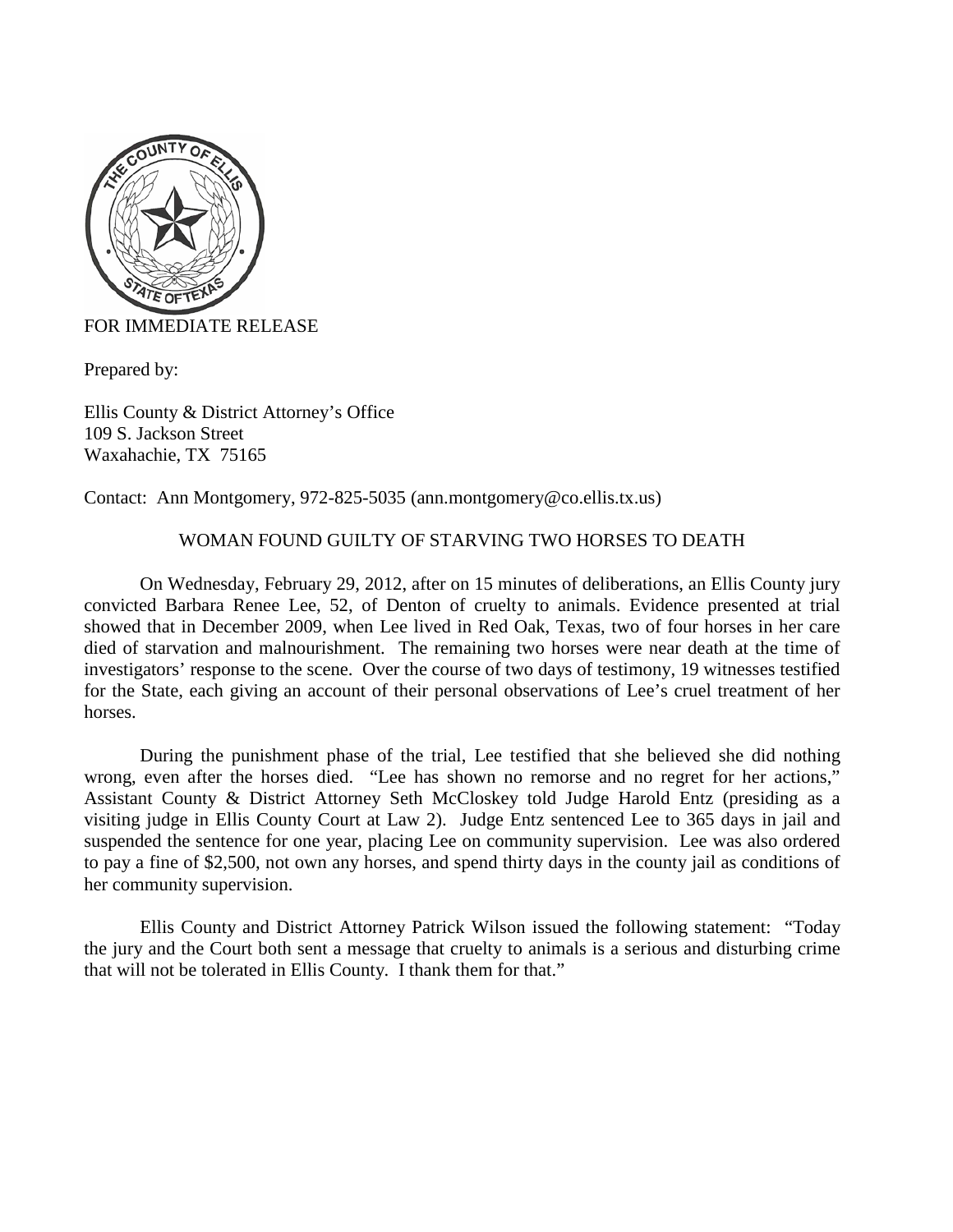FOR IMMEDIATE RELEASE

Prepared by:

Ellis County & District Attorney's Office
109 S. Jackson Street
Waxahachie, TX 75165

Contact: Ann Montgomery, 972-825-5035 (ann.montgomery@co.ellis.tx.us)

## WOMAN FOUND GUILTY OF STARVING TWO HORSES TO DEATH

On Wednesday, February 29, 2012, after on 15 minutes of deliberations, an Ellis County jury convicted Barbara Renee Lee, 52, of Denton of cruelty to animals. Evidence presented at trial showed that in December 2009, when Lee lived in Red Oak, Texas, two of four horses in her care died of starvation and malnourishment. The remaining two horses were near death at the time of investigators' response to the scene. Over the course of two days of testimony, 19 witnesses testified for the State, each giving an account of their personal observations of Lee's cruel treatment of her horses.

During the punishment phase of the trial, Lee testified that she believed she did nothing wrong, even after the horses died. "Lee has shown no remorse and no regret for her actions," Assistant County & District Attorney Seth McCloskey told Judge Harold Entz (presiding as a visiting judge in Ellis County Court at Law 2). Judge Entz sentenced Lee to 365 days in jail and suspended the sentence for one year, placing Lee on community supervision. Lee was also ordered to pay a fine of $2,500, not own any horses, and spend thirty days in the county jail as conditions of her community supervision.

Ellis County and District Attorney Patrick Wilson issued the following statement: "Today the jury and the Court both sent a message that cruelty to animals is a serious and disturbing crime that will not be tolerated in Ellis County. I thank them for that."